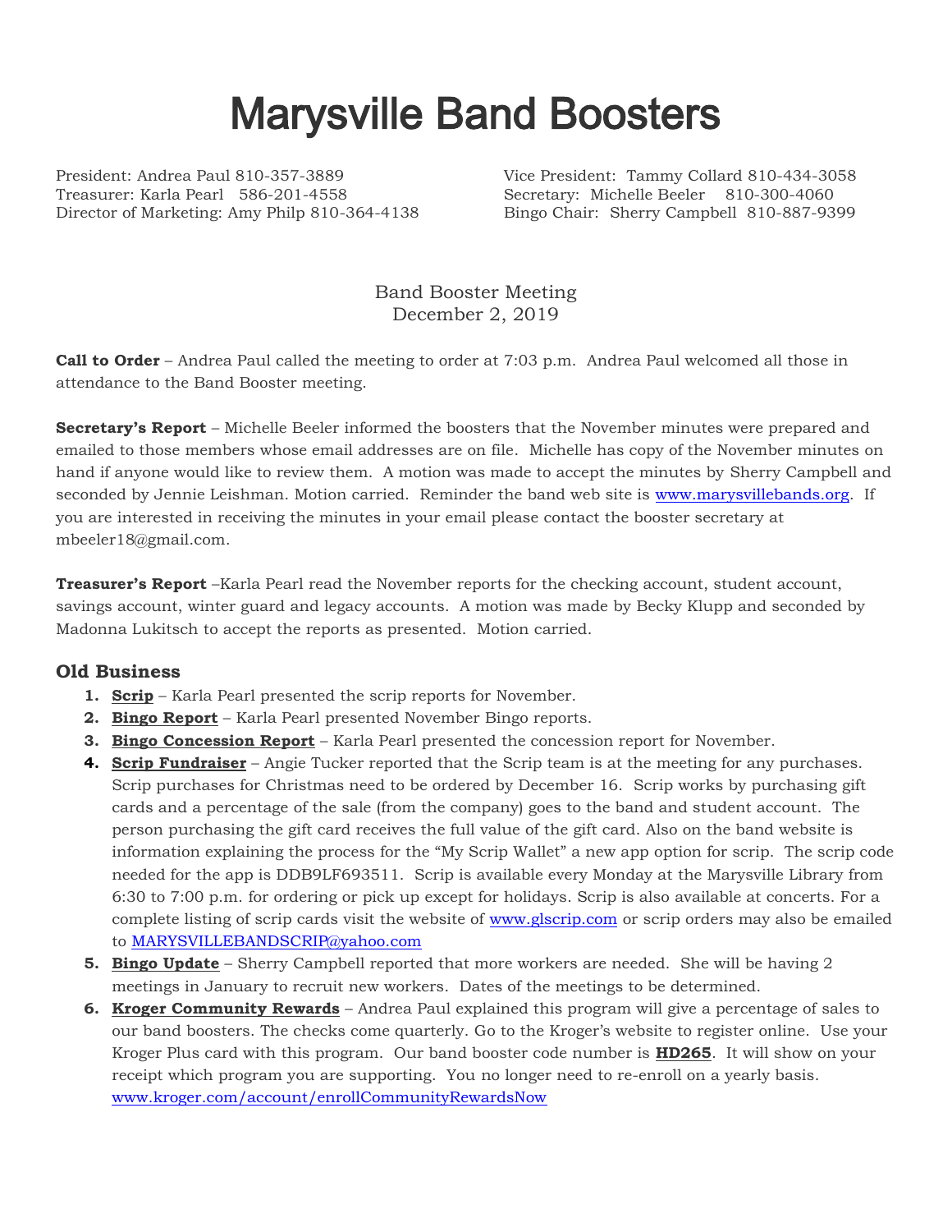# Marysville Band Boosters

President: Andrea Paul 810-357-3889
Vice President: Tammy Collard 810-434-3058
Treasurer: Karla Pearl 586-201-4558
Secretary: Michelle Beeler 810-300-4060
Director of Marketing: Amy Philp 810-364-4138
Bingo Chair: Sherry Campbell 810-887-9399

Band Booster Meeting
December 2, 2019

**Call to Order** – Andrea Paul called the meeting to order at 7:03 p.m. Andrea Paul welcomed all those in attendance to the Band Booster meeting.

**Secretary's Report** – Michelle Beeler informed the boosters that the November minutes were prepared and emailed to those members whose email addresses are on file. Michelle has copy of the November minutes on hand if anyone would like to review them. A motion was made to accept the minutes by Sherry Campbell and seconded by Jennie Leishman. Motion carried. Reminder the band web site is www.marysvillebands.org. If you are interested in receiving the minutes in your email please contact the booster secretary at mbeeler18@gmail.com.

**Treasurer's Report** –Karla Pearl read the November reports for the checking account, student account, savings account, winter guard and legacy accounts. A motion was made by Becky Klupp and seconded by Madonna Lukitsch to accept the reports as presented. Motion carried.

## Old Business

1. **Scrip** – Karla Pearl presented the scrip reports for November.
2. **Bingo Report** – Karla Pearl presented November Bingo reports.
3. **Bingo Concession Report** – Karla Pearl presented the concession report for November.
4. **Scrip Fundraiser** – Angie Tucker reported that the Scrip team is at the meeting for any purchases. Scrip purchases for Christmas need to be ordered by December 16. Scrip works by purchasing gift cards and a percentage of the sale (from the company) goes to the band and student account. The person purchasing the gift card receives the full value of the gift card. Also on the band website is information explaining the process for the "My Scrip Wallet" a new app option for scrip. The scrip code needed for the app is DDB9LF693511. Scrip is available every Monday at the Marysville Library from 6:30 to 7:00 p.m. for ordering or pick up except for holidays. Scrip is also available at concerts. For a complete listing of scrip cards visit the website of www.glscrip.com or scrip orders may also be emailed to MARYSVILLEBANDSCRIP@yahoo.com
5. **Bingo Update** – Sherry Campbell reported that more workers are needed. She will be having 2 meetings in January to recruit new workers. Dates of the meetings to be determined.
6. **Kroger Community Rewards** – Andrea Paul explained this program will give a percentage of sales to our band boosters. The checks come quarterly. Go to the Kroger's website to register online. Use your Kroger Plus card with this program. Our band booster code number is **HD265**. It will show on your receipt which program you are supporting. You no longer need to re-enroll on a yearly basis. www.kroger.com/account/enrollCommunityRewardsNow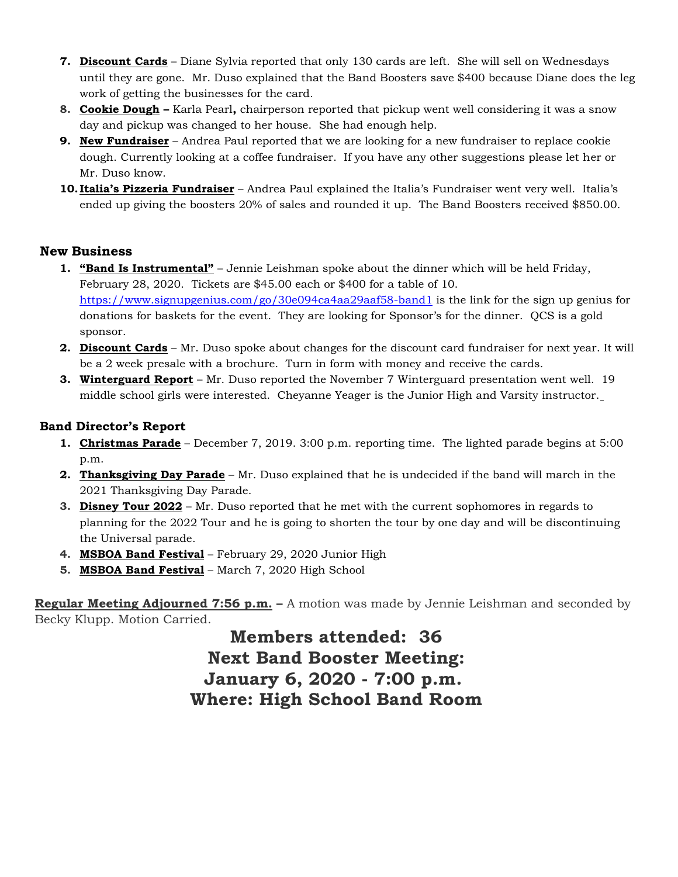7. **Discount Cards** – Diane Sylvia reported that only 130 cards are left. She will sell on Wednesdays until they are gone. Mr. Duso explained that the Band Boosters save $400 because Diane does the leg work of getting the businesses for the card.
8. **Cookie Dough –** Karla Pearl**,** chairperson reported that pickup went well considering it was a snow day and pickup was changed to her house. She had enough help.
9. **New Fundraiser** – Andrea Paul reported that we are looking for a new fundraiser to replace cookie dough. Currently looking at a coffee fundraiser. If you have any other suggestions please let her or Mr. Duso know.
10. **Italia's Pizzeria Fundraiser** – Andrea Paul explained the Italia's Fundraiser went very well. Italia's ended up giving the boosters 20% of sales and rounded it up. The Band Boosters received $850.00.

## New Business

1. **"Band Is Instrumental"** – Jennie Leishman spoke about the dinner which will be held Friday, February 28, 2020. Tickets are $45.00 each or $400 for a table of 10. https://www.signupgenius.com/go/30e094ca4aa29aaf58-band1 is the link for the sign up genius for donations for baskets for the event. They are looking for Sponsor's for the dinner. QCS is a gold sponsor.
2. **Discount Cards** – Mr. Duso spoke about changes for the discount card fundraiser for next year. It will be a 2 week presale with a brochure. Turn in form with money and receive the cards.
3. **Winterguard Report** – Mr. Duso reported the November 7 Winterguard presentation went well. 19 middle school girls were interested. Cheyanne Yeager is the Junior High and Varsity instructor.

## Band Director's Report

1. **Christmas Parade** – December 7, 2019. 3:00 p.m. reporting time. The lighted parade begins at 5:00 p.m.
2. **Thanksgiving Day Parade** – Mr. Duso explained that he is undecided if the band will march in the 2021 Thanksgiving Day Parade.
3. **Disney Tour 2022** – Mr. Duso reported that he met with the current sophomores in regards to planning for the 2022 Tour and he is going to shorten the tour by one day and will be discontinuing the Universal parade.
4. **MSBOA Band Festival** – February 29, 2020 Junior High
5. **MSBOA Band Festival** – March 7, 2020 High School

**Regular Meeting Adjourned 7:56 p.m. –** A motion was made by Jennie Leishman and seconded by Becky Klupp. Motion Carried.

**Members attended: 36**
**Next Band Booster Meeting:**
**January 6, 2020 - 7:00 p.m.**
**Where: High School Band Room**